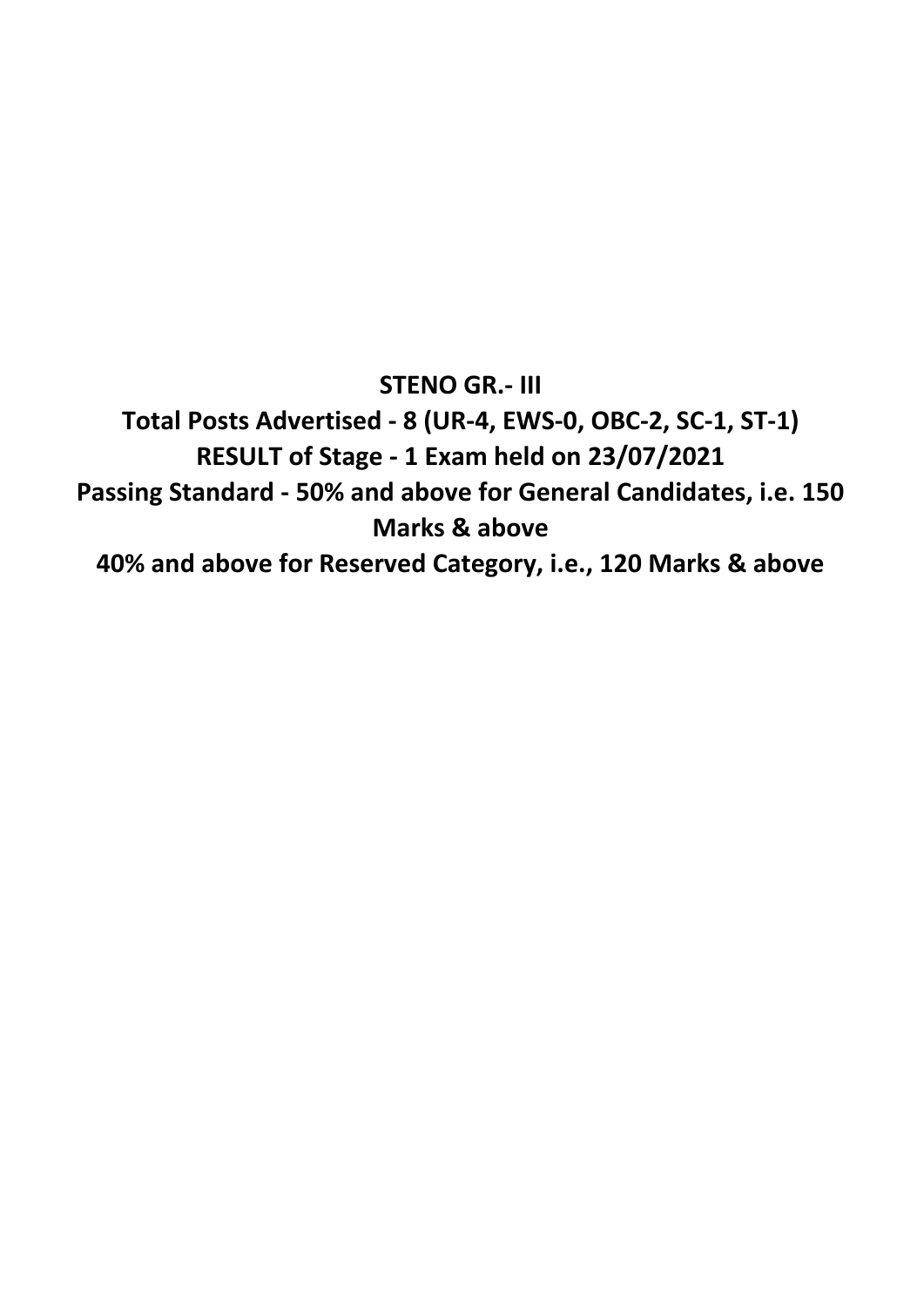**STENO GR.- III**

**Total Posts Advertised - 8 (UR-4, EWS-0, OBC-2, SC-1, ST-1)**

**RESULT of Stage - 1 Exam held on 23/07/2021**

**Passing Standard - 50% and above for General Candidates, i.e. 150 Marks & above**

**40% and above for Reserved Category, i.e., 120 Marks & above**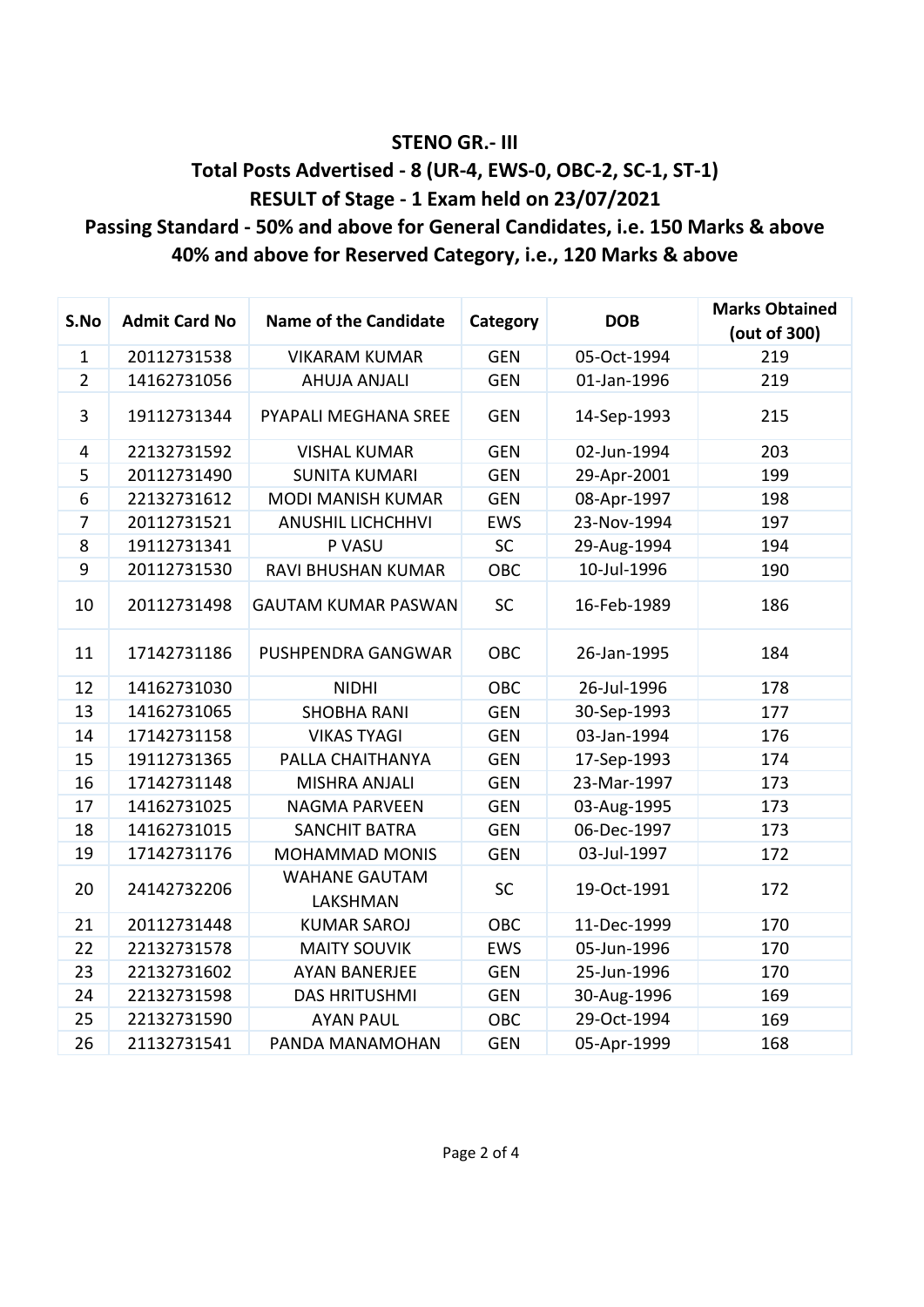## STENO GR.- III

## Total Posts Advertised - 8 (UR-4, EWS-0, OBC-2, SC-1, ST-1)

## RESULT of Stage - 1 Exam held on 23/07/2021

## Passing Standard - 50% and above for General Candidates, i.e. 150 Marks & above

## 40% and above for Reserved Category, i.e., 120 Marks & above

| S.No | Admit Card No | Name of the Candidate | Category | DOB | Marks Obtained (out of 300) |
|---|---|---|---|---|---|
| 1 | 20112731538 | VIKARAM KUMAR | GEN | 05-Oct-1994 | 219 |
| 2 | 14162731056 | AHUJA ANJALI | GEN | 01-Jan-1996 | 219 |
| 3 | 19112731344 | PYAPALI MEGHANA SREE | GEN | 14-Sep-1993 | 215 |
| 4 | 22132731592 | VISHAL KUMAR | GEN | 02-Jun-1994 | 203 |
| 5 | 20112731490 | SUNITA KUMARI | GEN | 29-Apr-2001 | 199 |
| 6 | 22132731612 | MODI MANISH KUMAR | GEN | 08-Apr-1997 | 198 |
| 7 | 20112731521 | ANUSHIL LICHCHHVI | EWS | 23-Nov-1994 | 197 |
| 8 | 19112731341 | P VASU | SC | 29-Aug-1994 | 194 |
| 9 | 20112731530 | RAVI BHUSHAN KUMAR | OBC | 10-Jul-1996 | 190 |
| 10 | 20112731498 | GAUTAM KUMAR PASWAN | SC | 16-Feb-1989 | 186 |
| 11 | 17142731186 | PUSHPENDRA GANGWAR | OBC | 26-Jan-1995 | 184 |
| 12 | 14162731030 | NIDHI | OBC | 26-Jul-1996 | 178 |
| 13 | 14162731065 | SHOBHA RANI | GEN | 30-Sep-1993 | 177 |
| 14 | 17142731158 | VIKAS TYAGI | GEN | 03-Jan-1994 | 176 |
| 15 | 19112731365 | PALLA CHAITHANYA | GEN | 17-Sep-1993 | 174 |
| 16 | 17142731148 | MISHRA ANJALI | GEN | 23-Mar-1997 | 173 |
| 17 | 14162731025 | NAGMA PARVEEN | GEN | 03-Aug-1995 | 173 |
| 18 | 14162731015 | SANCHIT BATRA | GEN | 06-Dec-1997 | 173 |
| 19 | 17142731176 | MOHAMMAD MONIS | GEN | 03-Jul-1997 | 172 |
| 20 | 24142732206 | WAHANE GAUTAM LAKSHMAN | SC | 19-Oct-1991 | 172 |
| 21 | 20112731448 | KUMAR SAROJ | OBC | 11-Dec-1999 | 170 |
| 22 | 22132731578 | MAITY SOUVIK | EWS | 05-Jun-1996 | 170 |
| 23 | 22132731602 | AYAN BANERJEE | GEN | 25-Jun-1996 | 170 |
| 24 | 22132731598 | DAS HRITUSHMI | GEN | 30-Aug-1996 | 169 |
| 25 | 22132731590 | AYAN PAUL | OBC | 29-Oct-1994 | 169 |
| 26 | 21132731541 | PANDA MANAMOHAN | GEN | 05-Apr-1999 | 168 |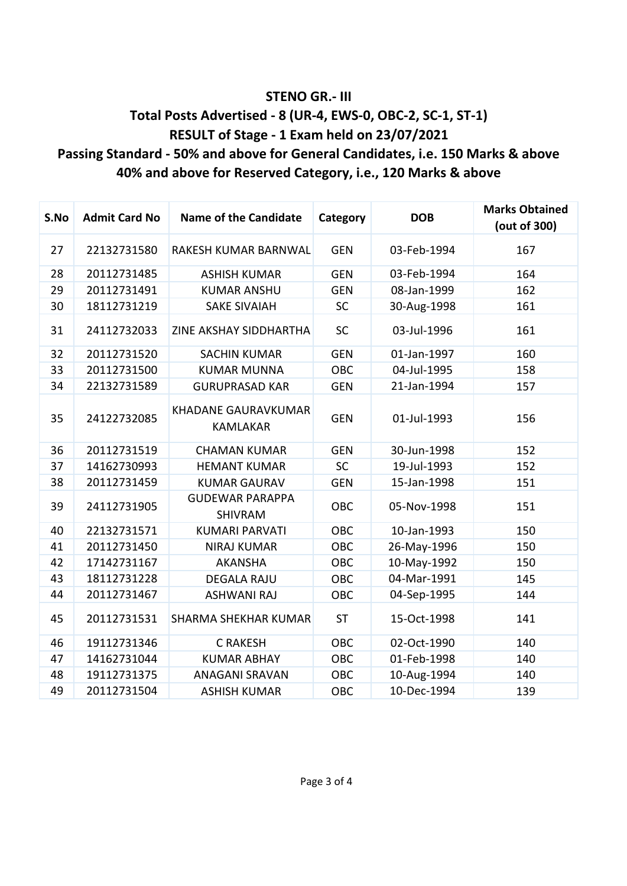# STENO GR.- III

## Total Posts Advertised - 8 (UR-4, EWS-0, OBC-2, SC-1, ST-1)

## RESULT of Stage - 1 Exam held on 23/07/2021

## Passing Standard - 50% and above for General Candidates, i.e. 150 Marks & above

## 40% and above for Reserved Category, i.e., 120 Marks & above

| S.No | Admit Card No | Name of the Candidate | Category | DOB | Marks Obtained (out of 300) |
|---|---|---|---|---|---|
| 27 | 22132731580 | RAKESH KUMAR BARNWAL | GEN | 03-Feb-1994 | 167 |
| 28 | 20112731485 | ASHISH KUMAR | GEN | 03-Feb-1994 | 164 |
| 29 | 20112731491 | KUMAR ANSHU | GEN | 08-Jan-1999 | 162 |
| 30 | 18112731219 | SAKE SIVAIAH | SC | 30-Aug-1998 | 161 |
| 31 | 24112732033 | ZINE AKSHAY SIDDHARTHA | SC | 03-Jul-1996 | 161 |
| 32 | 20112731520 | SACHIN KUMAR | GEN | 01-Jan-1997 | 160 |
| 33 | 20112731500 | KUMAR MUNNA | OBC | 04-Jul-1995 | 158 |
| 34 | 22132731589 | GURUPRASAD KAR | GEN | 21-Jan-1994 | 157 |
| 35 | 24122732085 | KHADANE GAURAVKUMAR KAMLAKAR | GEN | 01-Jul-1993 | 156 |
| 36 | 20112731519 | CHAMAN KUMAR | GEN | 30-Jun-1998 | 152 |
| 37 | 14162730993 | HEMANT KUMAR | SC | 19-Jul-1993 | 152 |
| 38 | 20112731459 | KUMAR GAURAV | GEN | 15-Jan-1998 | 151 |
| 39 | 24112731905 | GUDEWAR PARAPPA SHIVRAM | OBC | 05-Nov-1998 | 151 |
| 40 | 22132731571 | KUMARI PARVATI | OBC | 10-Jan-1993 | 150 |
| 41 | 20112731450 | NIRAJ KUMAR | OBC | 26-May-1996 | 150 |
| 42 | 17142731167 | AKANSHA | OBC | 10-May-1992 | 150 |
| 43 | 18112731228 | DEGALA RAJU | OBC | 04-Mar-1991 | 145 |
| 44 | 20112731467 | ASHWANI RAJ | OBC | 04-Sep-1995 | 144 |
| 45 | 20112731531 | SHARMA SHEKHAR KUMAR | ST | 15-Oct-1998 | 141 |
| 46 | 19112731346 | C RAKESH | OBC | 02-Oct-1990 | 140 |
| 47 | 14162731044 | KUMAR ABHAY | OBC | 01-Feb-1998 | 140 |
| 48 | 19112731375 | ANAGANI SRAVAN | OBC | 10-Aug-1994 | 140 |
| 49 | 20112731504 | ASHISH KUMAR | OBC | 10-Dec-1994 | 139 |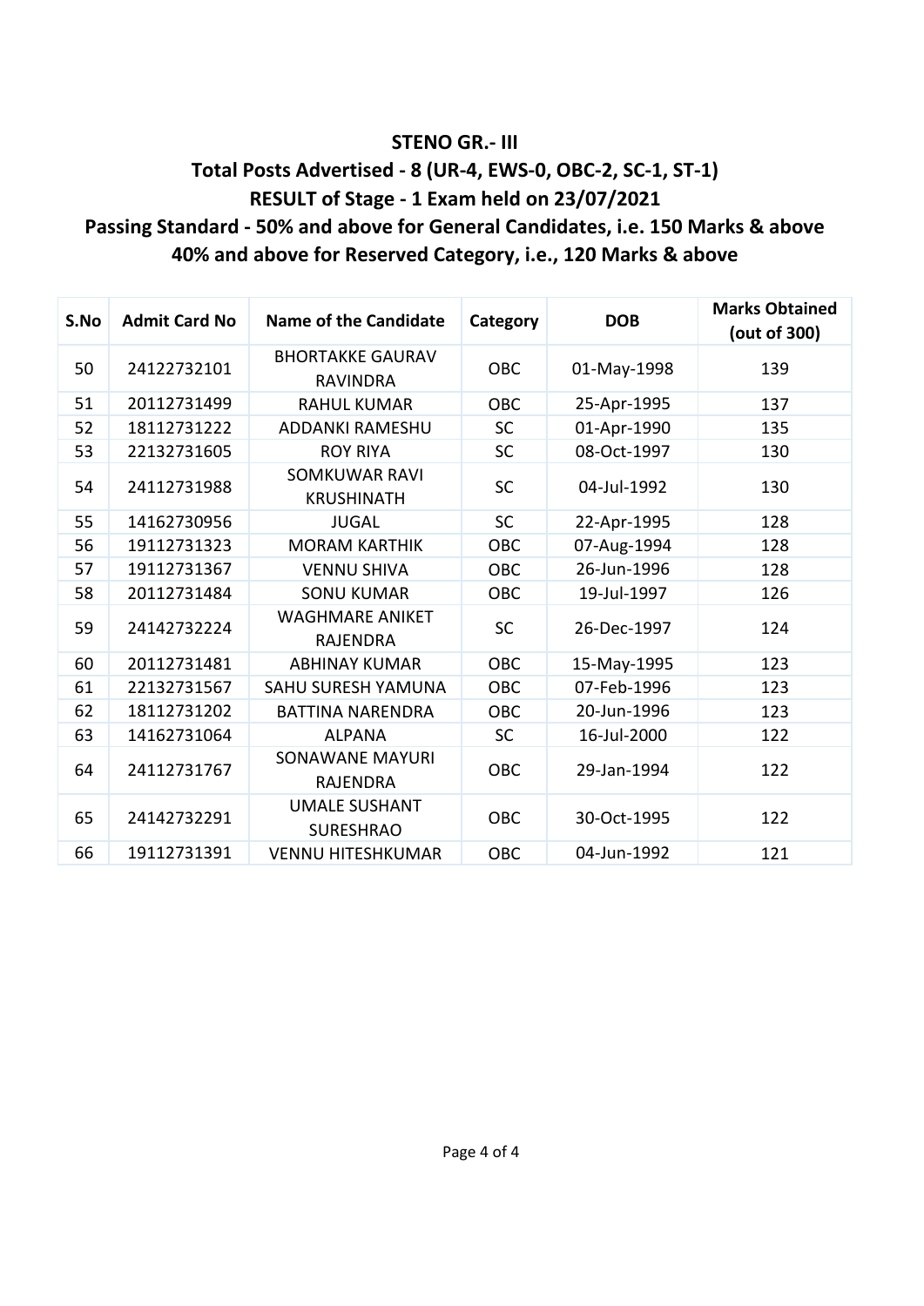## STENO GR.- III

## Total Posts Advertised - 8 (UR-4, EWS-0, OBC-2, SC-1, ST-1)

## RESULT of Stage - 1 Exam held on 23/07/2021

## Passing Standard - 50% and above for General Candidates, i.e. 150 Marks & above

## 40% and above for Reserved Category, i.e., 120 Marks & above

| S.No | Admit Card No | Name of the Candidate | Category | DOB | Marks Obtained (out of 300) |
|---|---|---|---|---|---|
| 50 | 24122732101 | BHORTAKKE GAURAV RAVINDRA | OBC | 01-May-1998 | 139 |
| 51 | 20112731499 | RAHUL KUMAR | OBC | 25-Apr-1995 | 137 |
| 52 | 18112731222 | ADDANKI RAMESHU | SC | 01-Apr-1990 | 135 |
| 53 | 22132731605 | ROY RIYA | SC | 08-Oct-1997 | 130 |
| 54 | 24112731988 | SOMKUWAR RAVI KRUSHINATH | SC | 04-Jul-1992 | 130 |
| 55 | 14162730956 | JUGAL | SC | 22-Apr-1995 | 128 |
| 56 | 19112731323 | MORAM KARTHIK | OBC | 07-Aug-1994 | 128 |
| 57 | 19112731367 | VENNU SHIVA | OBC | 26-Jun-1996 | 128 |
| 58 | 20112731484 | SONU KUMAR | OBC | 19-Jul-1997 | 126 |
| 59 | 24142732224 | WAGHMARE ANIKET RAJENDRA | SC | 26-Dec-1997 | 124 |
| 60 | 20112731481 | ABHINAY KUMAR | OBC | 15-May-1995 | 123 |
| 61 | 22132731567 | SAHU SURESH YAMUNA | OBC | 07-Feb-1996 | 123 |
| 62 | 18112731202 | BATTINA NARENDRA | OBC | 20-Jun-1996 | 123 |
| 63 | 14162731064 | ALPANA | SC | 16-Jul-2000 | 122 |
| 64 | 24112731767 | SONAWANE MAYURI RAJENDRA | OBC | 29-Jan-1994 | 122 |
| 65 | 24142732291 | UMALE SUSHANT SURESHRAO | OBC | 30-Oct-1995 | 122 |
| 66 | 19112731391 | VENNU HITESHKUMAR | OBC | 04-Jun-1992 | 121 |